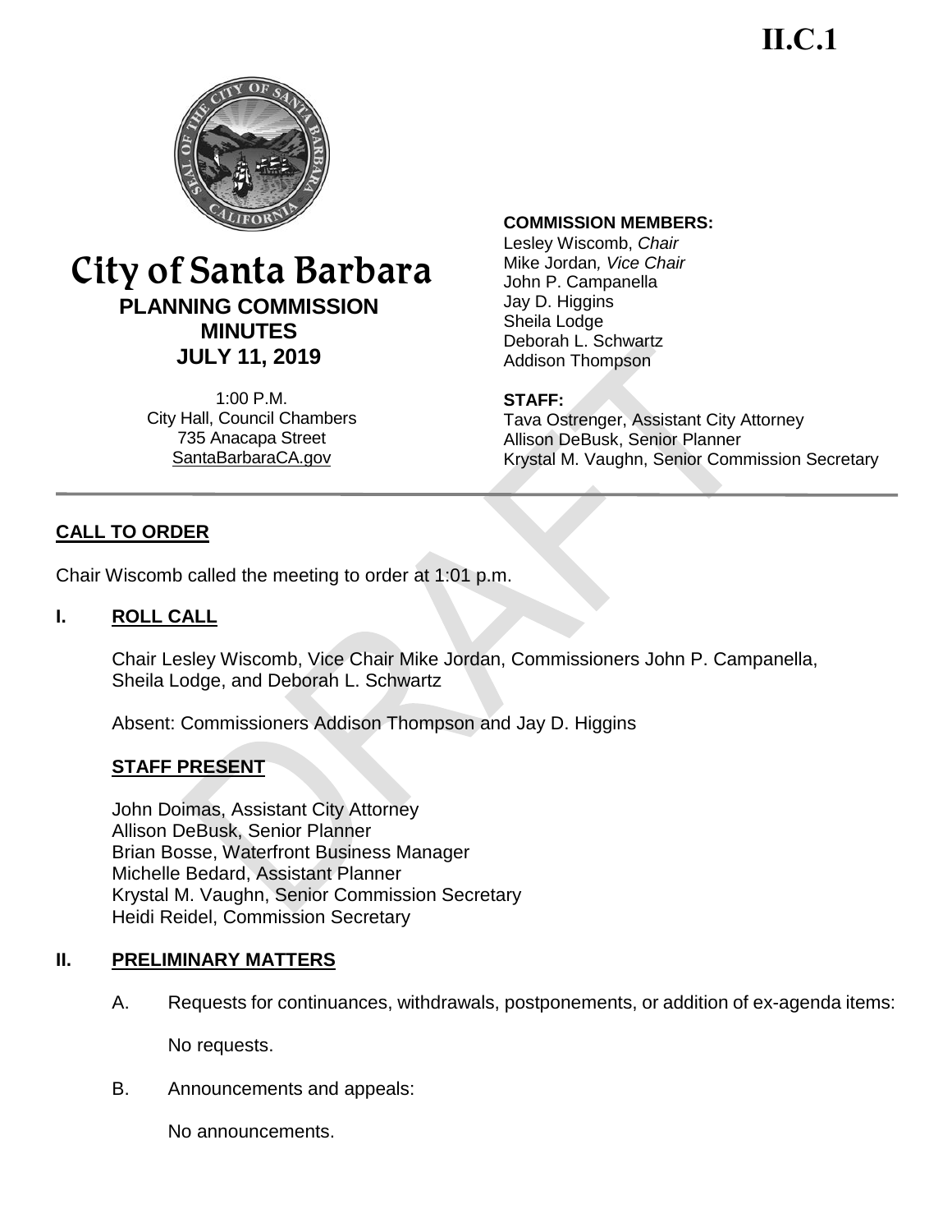II.C.1

# City of Santa Barbara

## PLANNING COMMISSION MINUTES

## JULY 11, 2019

1:00 P.M.
City Hall, Council Chambers
735 Anacapa Street
SantaBarbaraCA.gov

**COMMISSION MEMBERS:**
Lesley Wiscomb, *Chair*
Mike Jordan*, Vice Chair*
John P. Campanella
Jay D. Higgins
Sheila Lodge
Deborah L. Schwartz
Addison Thompson

**STAFF:**
Tava Ostrenger, Assistant City Attorney
Allison DeBusk, Senior Planner
Krystal M. Vaughn, Senior Commission Secretary

---

## CALL TO ORDER

Chair Wiscomb called the meeting to order at 1:01 p.m.

## I. ROLL CALL

Chair Lesley Wiscomb, Vice Chair Mike Jordan, Commissioners John P. Campanella, Sheila Lodge, and Deborah L. Schwartz

Absent: Commissioners Addison Thompson and Jay D. Higgins

### STAFF PRESENT

John Doimas, Assistant City Attorney
Allison DeBusk, Senior Planner
Brian Bosse, Waterfront Business Manager
Michelle Bedard, Assistant Planner
Krystal M. Vaughn, Senior Commission Secretary
Heidi Reidel, Commission Secretary

## II. PRELIMINARY MATTERS

A. Requests for continuances, withdrawals, postponements, or addition of ex-agenda items:

No requests.

B. Announcements and appeals:

No announcements.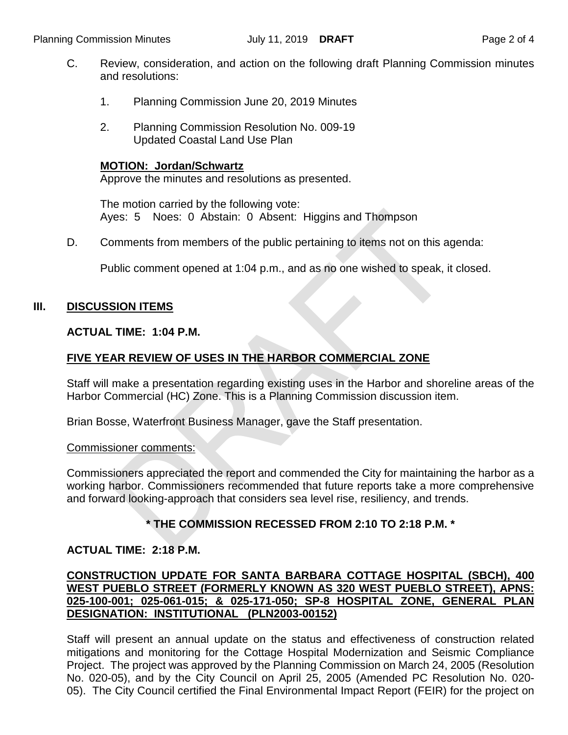C. Review, consideration, and action on the following draft Planning Commission minutes and resolutions:

1. Planning Commission June 20, 2019 Minutes

2. Planning Commission Resolution No. 009-19
   Updated Coastal Land Use Plan

**MOTION: Jordan/Schwartz**
Approve the minutes and resolutions as presented.

The motion carried by the following vote:
Ayes: 5 Noes: 0 Abstain: 0 Absent: Higgins and Thompson

D. Comments from members of the public pertaining to items not on this agenda:

Public comment opened at 1:04 p.m., and as no one wished to speak, it closed.

## III. DISCUSSION ITEMS

**ACTUAL TIME: 1:04 P.M.**

**FIVE YEAR REVIEW OF USES IN THE HARBOR COMMERCIAL ZONE**

Staff will make a presentation regarding existing uses in the Harbor and shoreline areas of the Harbor Commercial (HC) Zone. This is a Planning Commission discussion item.

Brian Bosse, Waterfront Business Manager, gave the Staff presentation.

Commissioner comments:

Commissioners appreciated the report and commended the City for maintaining the harbor as a working harbor. Commissioners recommended that future reports take a more comprehensive and forward looking-approach that considers sea level rise, resiliency, and trends.

**\* THE COMMISSION RECESSED FROM 2:10 TO 2:18 P.M. \***

**ACTUAL TIME: 2:18 P.M.**

**CONSTRUCTION UPDATE FOR SANTA BARBARA COTTAGE HOSPITAL (SBCH), 400 WEST PUEBLO STREET (FORMERLY KNOWN AS 320 WEST PUEBLO STREET), APNS: 025-100-001; 025-061-015; & 025-171-050; SP-8 HOSPITAL ZONE, GENERAL PLAN DESIGNATION: INSTITUTIONAL (PLN2003-00152)**

Staff will present an annual update on the status and effectiveness of construction related mitigations and monitoring for the Cottage Hospital Modernization and Seismic Compliance Project. The project was approved by the Planning Commission on March 24, 2005 (Resolution No. 020-05), and by the City Council on April 25, 2005 (Amended PC Resolution No. 020-05). The City Council certified the Final Environmental Impact Report (FEIR) for the project on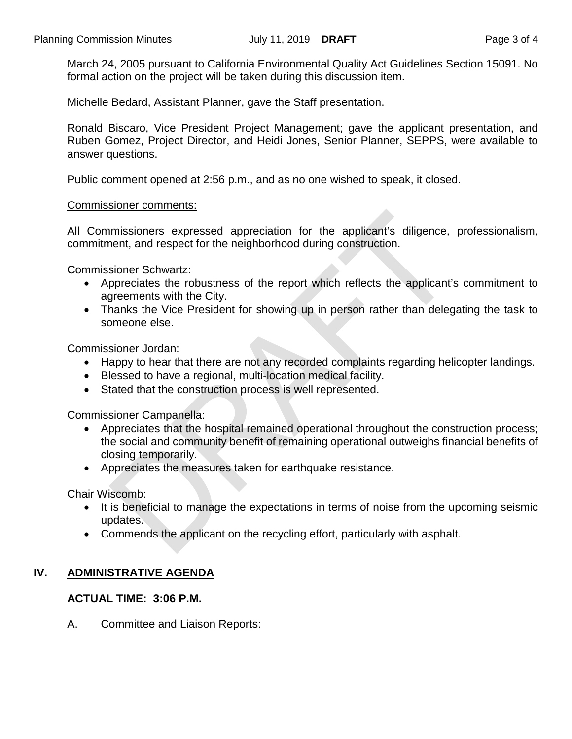March 24, 2005 pursuant to California Environmental Quality Act Guidelines Section 15091. No formal action on the project will be taken during this discussion item.

Michelle Bedard, Assistant Planner, gave the Staff presentation.

Ronald Biscaro, Vice President Project Management; gave the applicant presentation, and Ruben Gomez, Project Director, and Heidi Jones, Senior Planner, SEPPS, were available to answer questions.

Public comment opened at 2:56 p.m., and as no one wished to speak, it closed.

Commissioner comments:

All Commissioners expressed appreciation for the applicant's diligence, professionalism, commitment, and respect for the neighborhood during construction.

Commissioner Schwartz:

- Appreciates the robustness of the report which reflects the applicant's commitment to agreements with the City.
- Thanks the Vice President for showing up in person rather than delegating the task to someone else.

Commissioner Jordan:

- Happy to hear that there are not any recorded complaints regarding helicopter landings.
- Blessed to have a regional, multi-location medical facility.
- Stated that the construction process is well represented.

Commissioner Campanella:

- Appreciates that the hospital remained operational throughout the construction process; the social and community benefit of remaining operational outweighs financial benefits of closing temporarily.
- Appreciates the measures taken for earthquake resistance.

Chair Wiscomb:

- It is beneficial to manage the expectations in terms of noise from the upcoming seismic updates.
- Commends the applicant on the recycling effort, particularly with asphalt.

## IV. ADMINISTRATIVE AGENDA

**ACTUAL TIME: 3:06 P.M.**

A. Committee and Liaison Reports: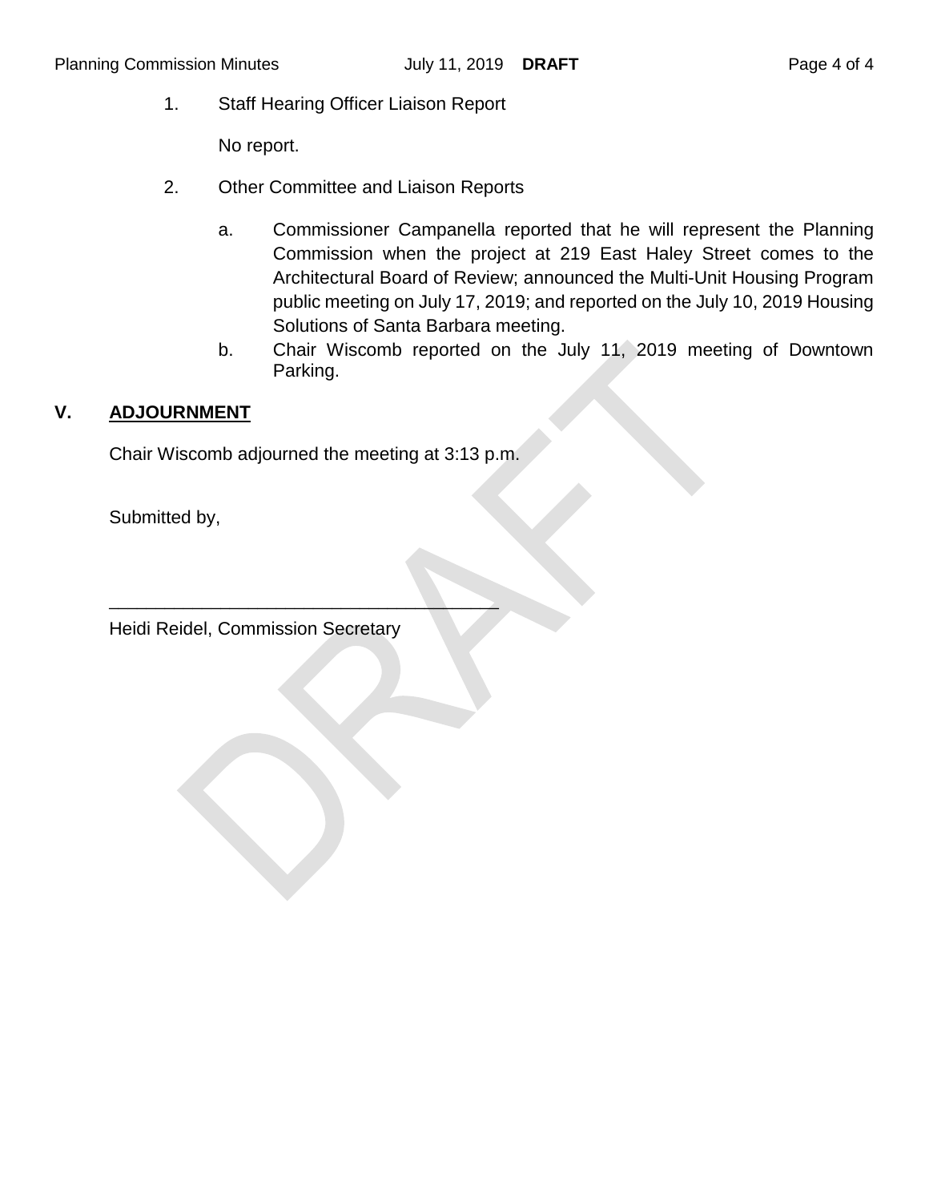1. Staff Hearing Officer Liaison Report

   No report.

2. Other Committee and Liaison Reports

   a. Commissioner Campanella reported that he will represent the Planning Commission when the project at 219 East Haley Street comes to the Architectural Board of Review; announced the Multi-Unit Housing Program public meeting on July 17, 2019; and reported on the July 10, 2019 Housing Solutions of Santa Barbara meeting.
   b. Chair Wiscomb reported on the July 11, 2019 meeting of Downtown Parking.

## V. ADJOURNMENT

Chair Wiscomb adjourned the meeting at 3:13 p.m.

Submitted by,

\_\_\_\_\_\_\_\_\_\_\_\_\_\_\_\_\_\_\_\_\_\_\_\_\_\_\_\_\_\_\_\_\_\_\_\_\_\_\_\_

Heidi Reidel, Commission Secretary